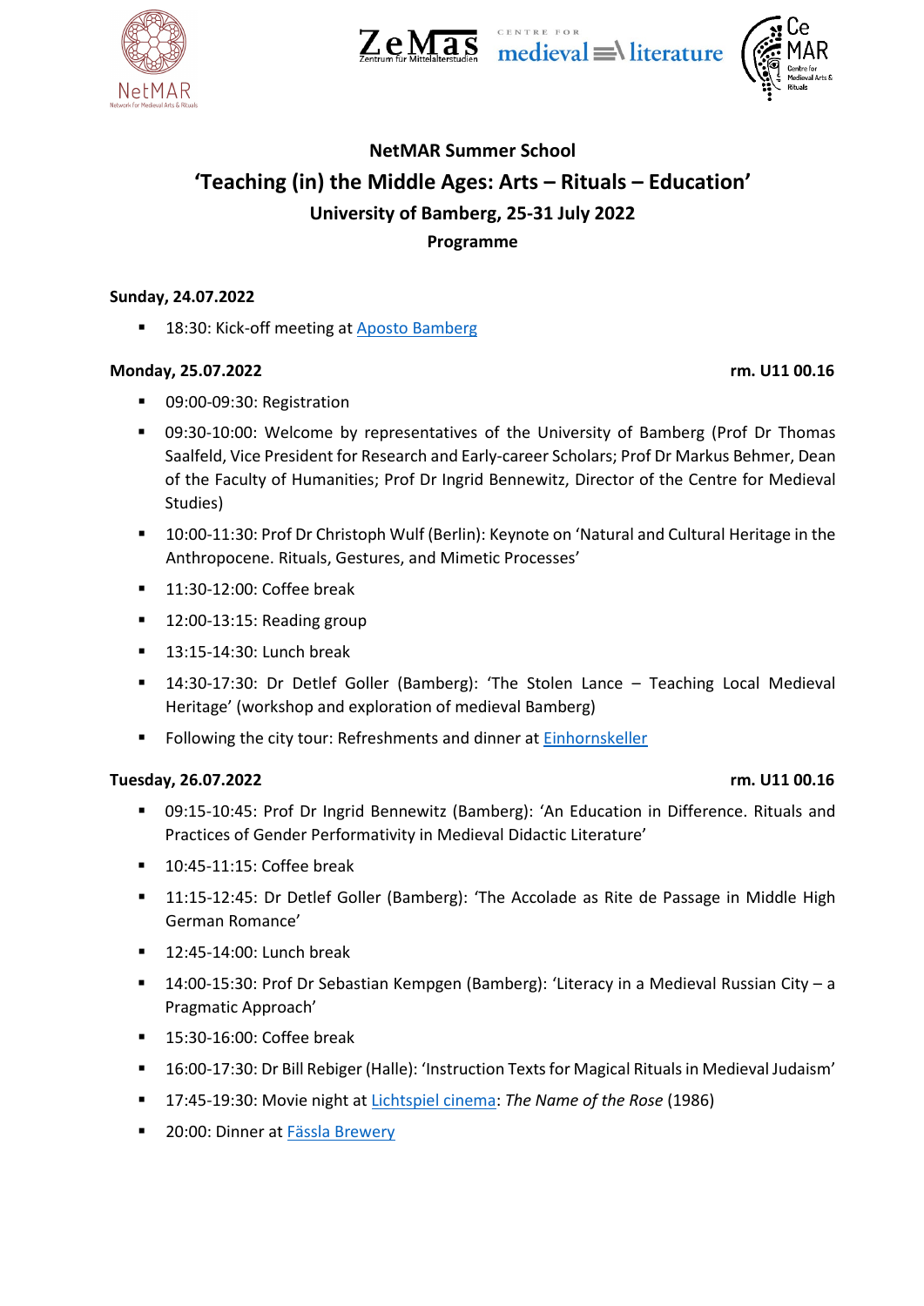**NetMAR Summer School**

# 'Teaching (in) the Middle Ages: Arts – Rituals – Education'

**University of Bamberg, 25-31 July 2022**

**Programme**

**Sunday, 24.07.2022**

- 18:30: Kick-off meeting at [Aposto Bamberg]

**Monday, 25.07.2022** **rm. U11 00.16**

- 09:00-09:30: Registration
- 09:30-10:00: Welcome by representatives of the University of Bamberg (Prof Dr Thomas Saalfeld, Vice President for Research and Early-career Scholars; Prof Dr Markus Behmer, Dean of the Faculty of Humanities; Prof Dr Ingrid Bennewitz, Director of the Centre for Medieval Studies)
- 10:00-11:30: Prof Dr Christoph Wulf (Berlin): Keynote on 'Natural and Cultural Heritage in the Anthropocene. Rituals, Gestures, and Mimetic Processes'
- 11:30-12:00: Coffee break
- 12:00-13:15: Reading group
- 13:15-14:30: Lunch break
- 14:30-17:30: Dr Detlef Goller (Bamberg): 'The Stolen Lance – Teaching Local Medieval Heritage' (workshop and exploration of medieval Bamberg)
- Following the city tour: Refreshments and dinner at [Einhornskeller]

**Tuesday, 26.07.2022** **rm. U11 00.16**

- 09:15-10:45: Prof Dr Ingrid Bennewitz (Bamberg): 'An Education in Difference. Rituals and Practices of Gender Performativity in Medieval Didactic Literature'
- 10:45-11:15: Coffee break
- 11:15-12:45: Dr Detlef Goller (Bamberg): 'The Accolade as Rite de Passage in Middle High German Romance'
- 12:45-14:00: Lunch break
- 14:00-15:30: Prof Dr Sebastian Kempgen (Bamberg): 'Literacy in a Medieval Russian City – a Pragmatic Approach'
- 15:30-16:00: Coffee break
- 16:00-17:30: Dr Bill Rebiger (Halle): 'Instruction Texts for Magical Rituals in Medieval Judaism'
- 17:45-19:30: Movie night at [Lichtspiel cinema]: *The Name of the Rose* (1986)
- 20:00: Dinner at [Fässla Brewery]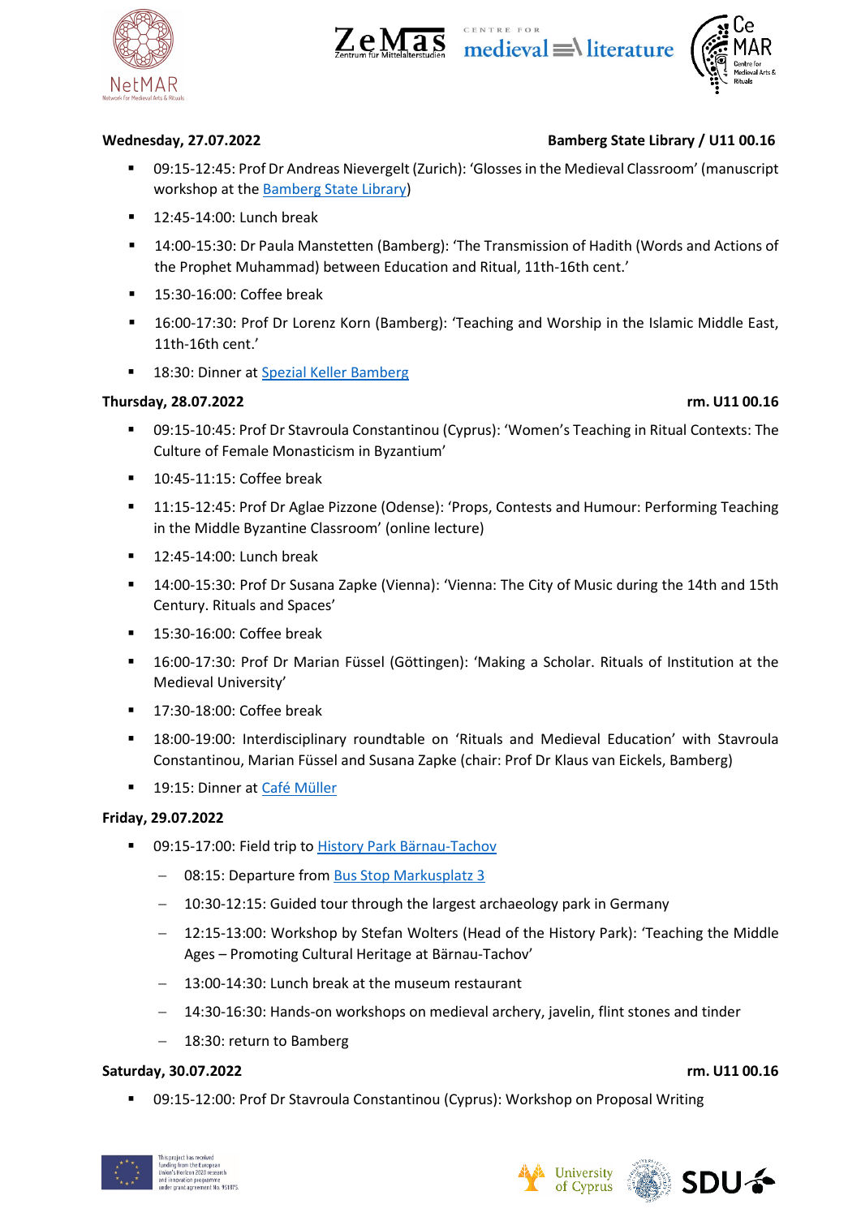**Wednesday, 27.07.2022** **Bamberg State Library / U11 00.16**

- 09:15-12:45: Prof Dr Andreas Nievergelt (Zurich): 'Glosses in the Medieval Classroom' (manuscript workshop at the Bamberg State Library)
- 12:45-14:00: Lunch break
- 14:00-15:30: Dr Paula Manstetten (Bamberg): 'The Transmission of Hadith (Words and Actions of the Prophet Muhammad) between Education and Ritual, 11th-16th cent.'
- 15:30-16:00: Coffee break
- 16:00-17:30: Prof Dr Lorenz Korn (Bamberg): 'Teaching and Worship in the Islamic Middle East, 11th-16th cent.'
- 18:30: Dinner at Spezial Keller Bamberg

**Thursday, 28.07.2022** **rm. U11 00.16**

- 09:15-10:45: Prof Dr Stavroula Constantinou (Cyprus): 'Women's Teaching in Ritual Contexts: The Culture of Female Monasticism in Byzantium'
- 10:45-11:15: Coffee break
- 11:15-12:45: Prof Dr Aglae Pizzone (Odense): 'Props, Contests and Humour: Performing Teaching in the Middle Byzantine Classroom' (online lecture)
- 12:45-14:00: Lunch break
- 14:00-15:30: Prof Dr Susana Zapke (Vienna): 'Vienna: The City of Music during the 14th and 15th Century. Rituals and Spaces'
- 15:30-16:00: Coffee break
- 16:00-17:30: Prof Dr Marian Füssel (Göttingen): 'Making a Scholar. Rituals of Institution at the Medieval University'
- 17:30-18:00: Coffee break
- 18:00-19:00: Interdisciplinary roundtable on 'Rituals and Medieval Education' with Stavroula Constantinou, Marian Füssel and Susana Zapke (chair: Prof Dr Klaus van Eickels, Bamberg)
- 19:15: Dinner at Café Müller

**Friday, 29.07.2022**

- 09:15-17:00: Field trip to History Park Bärnau-Tachov
  - 08:15: Departure from Bus Stop Markusplatz 3
  - 10:30-12:15: Guided tour through the largest archaeology park in Germany
  - 12:15-13:00: Workshop by Stefan Wolters (Head of the History Park): 'Teaching the Middle Ages – Promoting Cultural Heritage at Bärnau-Tachov'
  - 13:00-14:30: Lunch break at the museum restaurant
  - 14:30-16:30: Hands-on workshops on medieval archery, javelin, flint stones and tinder
  - 18:30: return to Bamberg

**Saturday, 30.07.2022** **rm. U11 00.16**

- 09:15-12:00: Prof Dr Stavroula Constantinou (Cyprus): Workshop on Proposal Writing

This project has received funding from the European Union's Horizon 2020 research and innovation programme under grant agreement No. 951875.